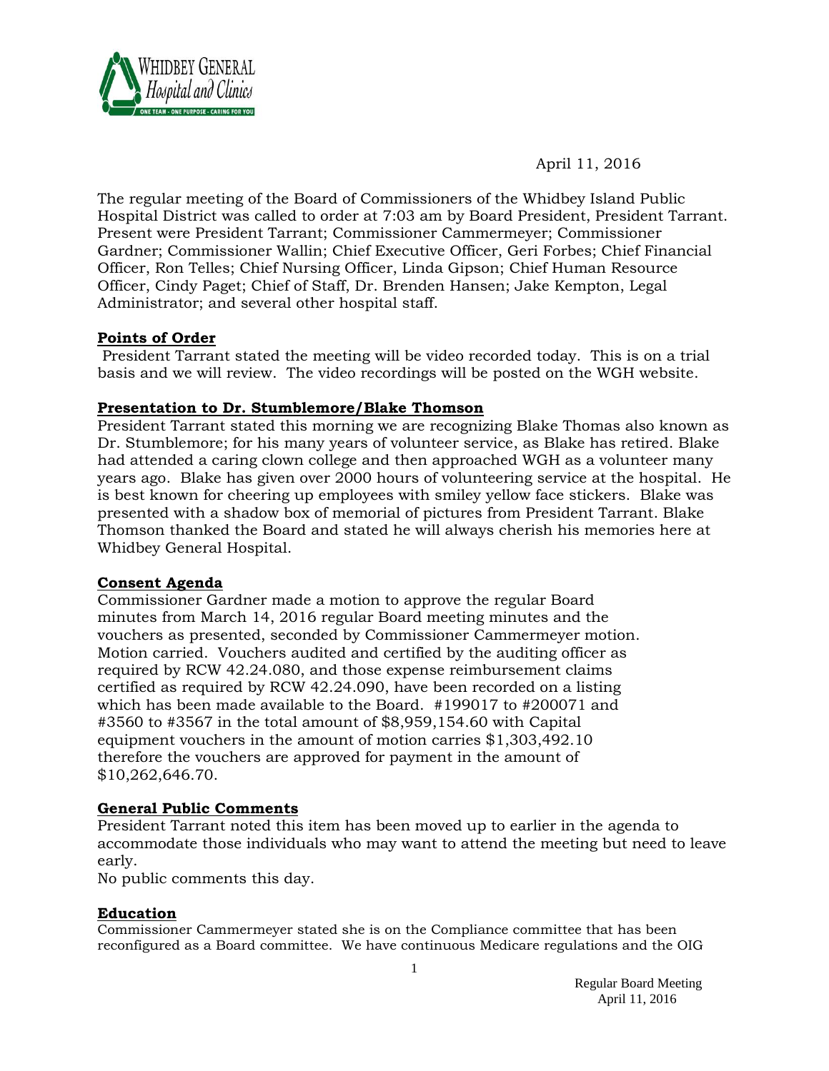April 11, 2016

The regular meeting of the Board of Commissioners of the Whidbey Island Public Hospital District was called to order at 7:03 am by Board President, President Tarrant. Present were President Tarrant; Commissioner Cammermeyer; Commissioner Gardner; Commissioner Wallin; Chief Executive Officer, Geri Forbes; Chief Financial Officer, Ron Telles; Chief Nursing Officer, Linda Gipson; Chief Human Resource Officer, Cindy Paget; Chief of Staff, Dr. Brenden Hansen; Jake Kempton, Legal Administrator; and several other hospital staff.

## Points of Order

President Tarrant stated the meeting will be video recorded today. This is on a trial basis and we will review. The video recordings will be posted on the WGH website.

## Presentation to Dr. Stumblemore/Blake Thomson

President Tarrant stated this morning we are recognizing Blake Thomas also known as Dr. Stumblemore; for his many years of volunteer service, as Blake has retired. Blake had attended a caring clown college and then approached WGH as a volunteer many years ago. Blake has given over 2000 hours of volunteering service at the hospital. He is best known for cheering up employees with smiley yellow face stickers. Blake was presented with a shadow box of memorial of pictures from President Tarrant. Blake Thomson thanked the Board and stated he will always cherish his memories here at Whidbey General Hospital.

## Consent Agenda

Commissioner Gardner made a motion to approve the regular Board minutes from March 14, 2016 regular Board meeting minutes and the vouchers as presented, seconded by Commissioner Cammermeyer motion. Motion carried. Vouchers audited and certified by the auditing officer as required by RCW 42.24.080, and those expense reimbursement claims certified as required by RCW 42.24.090, have been recorded on a listing which has been made available to the Board. #199017 to #200071 and #3560 to #3567 in the total amount of $8,959,154.60 with Capital equipment vouchers in the amount of motion carries $1,303,492.10 therefore the vouchers are approved for payment in the amount of $10,262,646.70.

## General Public Comments

President Tarrant noted this item has been moved up to earlier in the agenda to accommodate those individuals who may want to attend the meeting but need to leave early.

No public comments this day.

## Education

Commissioner Cammermeyer stated she is on the Compliance committee that has been reconfigured as a Board committee. We have continuous Medicare regulations and the OIG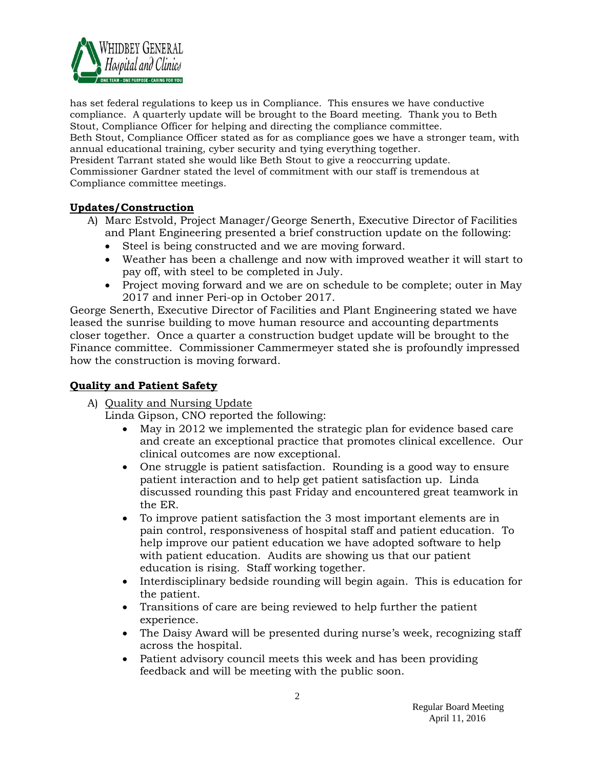has set federal regulations to keep us in Compliance. This ensures we have conductive compliance. A quarterly update will be brought to the Board meeting. Thank you to Beth Stout, Compliance Officer for helping and directing the compliance committee.
Beth Stout, Compliance Officer stated as for as compliance goes we have a stronger team, with annual educational training, cyber security and tying everything together.
President Tarrant stated she would like Beth Stout to give a reoccurring update.
Commissioner Gardner stated the level of commitment with our staff is tremendous at Compliance committee meetings.

**Updates/Construction**

A) Marc Estvold, Project Manager/George Senerth, Executive Director of Facilities and Plant Engineering presented a brief construction update on the following:
   - Steel is being constructed and we are moving forward.
   - Weather has been a challenge and now with improved weather it will start to pay off, with steel to be completed in July.
   - Project moving forward and we are on schedule to be complete; outer in May 2017 and inner Peri-op in October 2017.

George Senerth, Executive Director of Facilities and Plant Engineering stated we have leased the sunrise building to move human resource and accounting departments closer together. Once a quarter a construction budget update will be brought to the Finance committee. Commissioner Cammermeyer stated she is profoundly impressed how the construction is moving forward.

**Quality and Patient Safety**

A) Quality and Nursing Update
   Linda Gipson, CNO reported the following:
   - May in 2012 we implemented the strategic plan for evidence based care and create an exceptional practice that promotes clinical excellence. Our clinical outcomes are now exceptional.
   - One struggle is patient satisfaction. Rounding is a good way to ensure patient interaction and to help get patient satisfaction up. Linda discussed rounding this past Friday and encountered great teamwork in the ER.
   - To improve patient satisfaction the 3 most important elements are in pain control, responsiveness of hospital staff and patient education. To help improve our patient education we have adopted software to help with patient education. Audits are showing us that our patient education is rising. Staff working together.
   - Interdisciplinary bedside rounding will begin again. This is education for the patient.
   - Transitions of care are being reviewed to help further the patient experience.
   - The Daisy Award will be presented during nurse's week, recognizing staff across the hospital.
   - Patient advisory council meets this week and has been providing feedback and will be meeting with the public soon.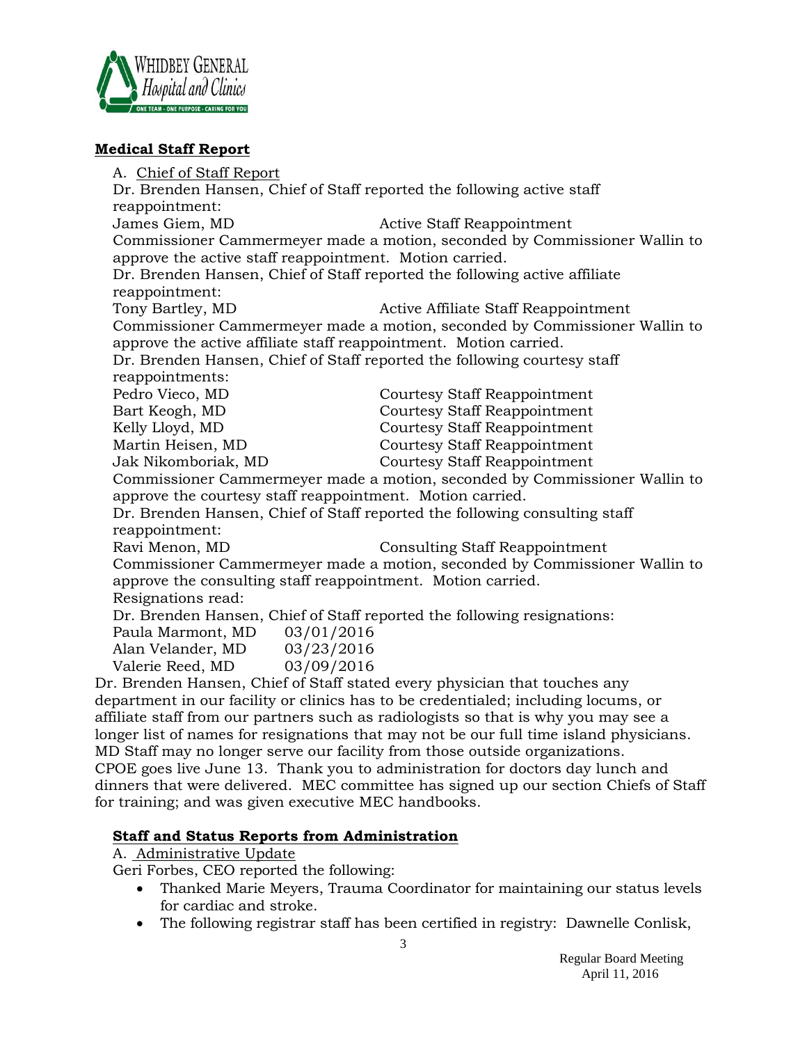## Medical Staff Report

A. Chief of Staff Report

Dr. Brenden Hansen, Chief of Staff reported the following active staff reappointment:

| | |
|---|---|
| James Giem, MD | Active Staff Reappointment |

Commissioner Cammermeyer made a motion, seconded by Commissioner Wallin to approve the active staff reappointment. Motion carried.

Dr. Brenden Hansen, Chief of Staff reported the following active affiliate reappointment:

| | |
|---|---|
| Tony Bartley, MD | Active Affiliate Staff Reappointment |

Commissioner Cammermeyer made a motion, seconded by Commissioner Wallin to approve the active affiliate staff reappointment. Motion carried.

Dr. Brenden Hansen, Chief of Staff reported the following courtesy staff reappointments:

| | |
|---|---|
| Pedro Vieco, MD | Courtesy Staff Reappointment |
| Bart Keogh, MD | Courtesy Staff Reappointment |
| Kelly Lloyd, MD | Courtesy Staff Reappointment |
| Martin Heisen, MD | Courtesy Staff Reappointment |
| Jak Nikomboriak, MD | Courtesy Staff Reappointment |

Commissioner Cammermeyer made a motion, seconded by Commissioner Wallin to approve the courtesy staff reappointment. Motion carried.

Dr. Brenden Hansen, Chief of Staff reported the following consulting staff reappointment:

| | |
|---|---|
| Ravi Menon, MD | Consulting Staff Reappointment |

Commissioner Cammermeyer made a motion, seconded by Commissioner Wallin to approve the consulting staff reappointment. Motion carried.

Resignations read:

Dr. Brenden Hansen, Chief of Staff reported the following resignations:

| | |
|---|---|
| Paula Marmont, MD | 03/01/2016 |
| Alan Velander, MD | 03/23/2016 |
| Valerie Reed, MD | 03/09/2016 |

Dr. Brenden Hansen, Chief of Staff stated every physician that touches any department in our facility or clinics has to be credentialed; including locums, or affiliate staff from our partners such as radiologists so that is why you may see a longer list of names for resignations that may not be our full time island physicians. MD Staff may no longer serve our facility from those outside organizations. CPOE goes live June 13. Thank you to administration for doctors day lunch and dinners that were delivered. MEC committee has signed up our section Chiefs of Staff for training; and was given executive MEC handbooks.

## Staff and Status Reports from Administration

A. Administrative Update

Geri Forbes, CEO reported the following:

- Thanked Marie Meyers, Trauma Coordinator for maintaining our status levels for cardiac and stroke.
- The following registrar staff has been certified in registry: Dawnelle Conlisk,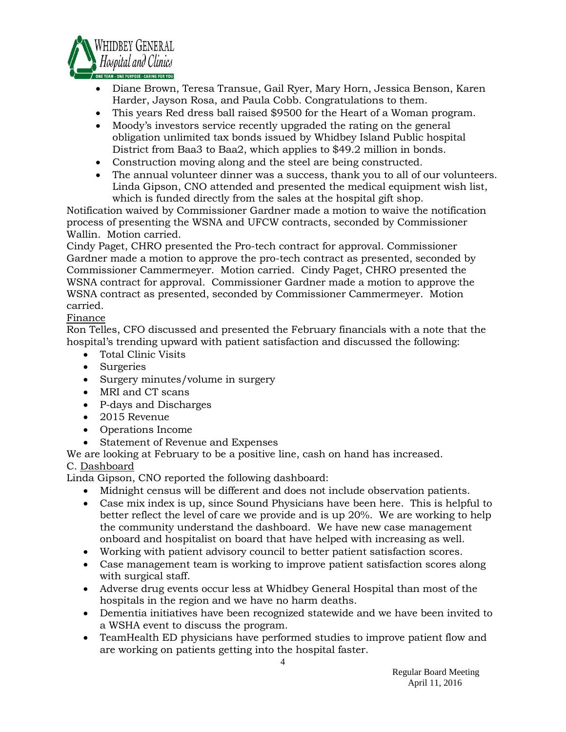- Diane Brown, Teresa Transue, Gail Ryer, Mary Horn, Jessica Benson, Karen Harder, Jayson Rosa, and Paula Cobb. Congratulations to them.
- This years Red dress ball raised $9500 for the Heart of a Woman program.
- Moody's investors service recently upgraded the rating on the general obligation unlimited tax bonds issued by Whidbey Island Public hospital District from Baa3 to Baa2, which applies to $49.2 million in bonds.
- Construction moving along and the steel are being constructed.
- The annual volunteer dinner was a success, thank you to all of our volunteers. Linda Gipson, CNO attended and presented the medical equipment wish list, which is funded directly from the sales at the hospital gift shop.

Notification waived by Commissioner Gardner made a motion to waive the notification process of presenting the WSNA and UFCW contracts, seconded by Commissioner Wallin. Motion carried.

Cindy Paget, CHRO presented the Pro-tech contract for approval. Commissioner Gardner made a motion to approve the pro-tech contract as presented, seconded by Commissioner Cammermeyer. Motion carried. Cindy Paget, CHRO presented the WSNA contract for approval. Commissioner Gardner made a motion to approve the WSNA contract as presented, seconded by Commissioner Cammermeyer. Motion carried.

Finance

Ron Telles, CFO discussed and presented the February financials with a note that the hospital's trending upward with patient satisfaction and discussed the following:

- Total Clinic Visits
- Surgeries
- Surgery minutes/volume in surgery
- MRI and CT scans
- P-days and Discharges
- 2015 Revenue
- Operations Income
- Statement of Revenue and Expenses

We are looking at February to be a positive line, cash on hand has increased.

C. Dashboard

Linda Gipson, CNO reported the following dashboard:

- Midnight census will be different and does not include observation patients.
- Case mix index is up, since Sound Physicians have been here. This is helpful to better reflect the level of care we provide and is up 20%. We are working to help the community understand the dashboard. We have new case management onboard and hospitalist on board that have helped with increasing as well.
- Working with patient advisory council to better patient satisfaction scores.
- Case management team is working to improve patient satisfaction scores along with surgical staff.
- Adverse drug events occur less at Whidbey General Hospital than most of the hospitals in the region and we have no harm deaths.
- Dementia initiatives have been recognized statewide and we have been invited to a WSHA event to discuss the program.
- TeamHealth ED physicians have performed studies to improve patient flow and are working on patients getting into the hospital faster.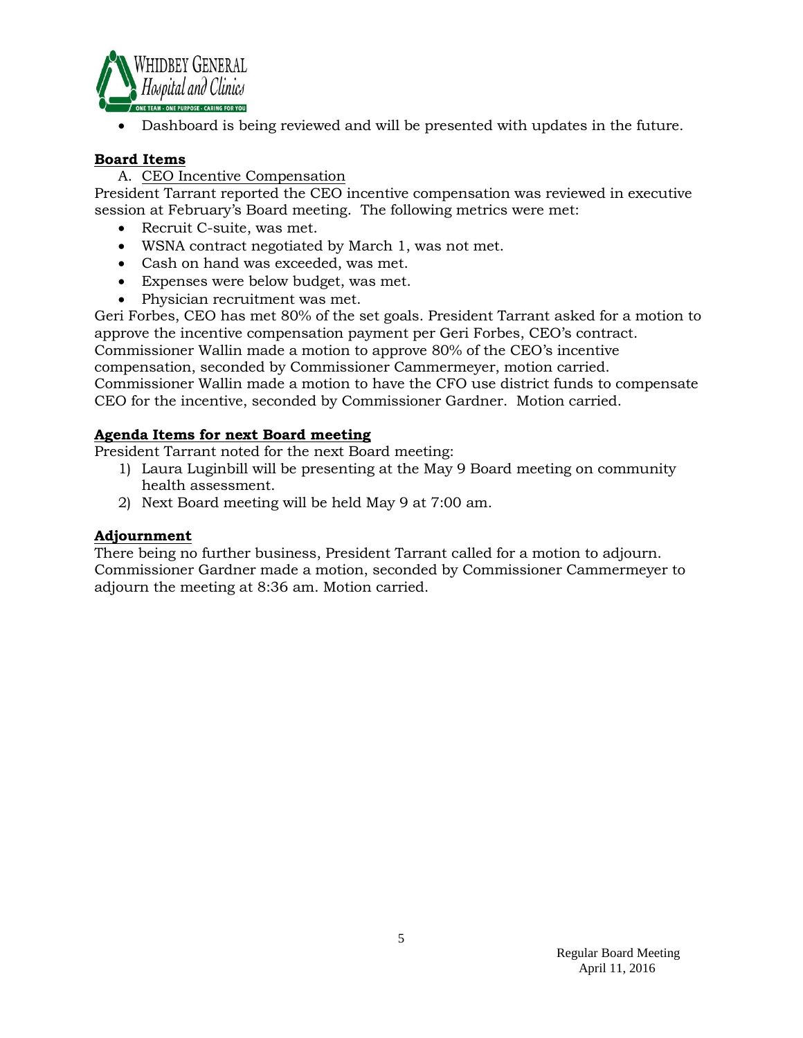- Dashboard is being reviewed and will be presented with updates in the future.

**Board Items**

A. CEO Incentive Compensation

President Tarrant reported the CEO incentive compensation was reviewed in executive session at February's Board meeting. The following metrics were met:

- Recruit C-suite, was met.
- WSNA contract negotiated by March 1, was not met.
- Cash on hand was exceeded, was met.
- Expenses were below budget, was met.
- Physician recruitment was met.

Geri Forbes, CEO has met 80% of the set goals. President Tarrant asked for a motion to approve the incentive compensation payment per Geri Forbes, CEO's contract. Commissioner Wallin made a motion to approve 80% of the CEO's incentive compensation, seconded by Commissioner Cammermeyer, motion carried. Commissioner Wallin made a motion to have the CFO use district funds to compensate CEO for the incentive, seconded by Commissioner Gardner. Motion carried.

**Agenda Items for next Board meeting**

President Tarrant noted for the next Board meeting:

1) Laura Luginbill will be presenting at the May 9 Board meeting on community health assessment.
2) Next Board meeting will be held May 9 at 7:00 am.

**Adjournment**

There being no further business, President Tarrant called for a motion to adjourn. Commissioner Gardner made a motion, seconded by Commissioner Cammermeyer to adjourn the meeting at 8:36 am. Motion carried.